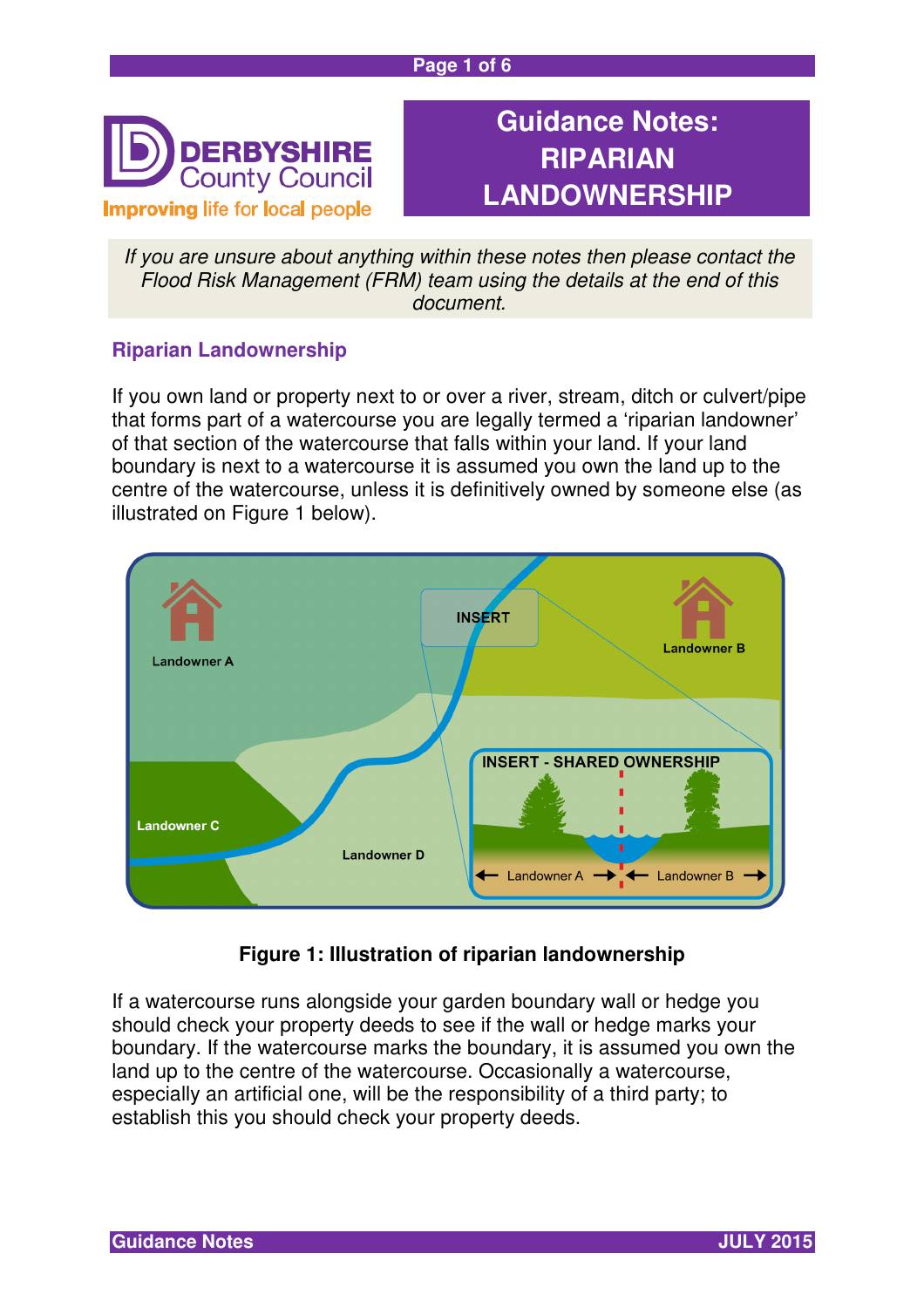Derbyshire County Council
Improving life for local people

# Guidance Notes: RIPARIAN LANDOWNERSHIP

*If you are unsure about anything within these notes then please contact the Flood Risk Management (FRM) team using the details at the end of this document.*

## Riparian Landownership

If you own land or property next to or over a river, stream, ditch or culvert/pipe that forms part of a watercourse you are legally termed a 'riparian landowner' of that section of the watercourse that falls within your land. If your land boundary is next to a watercourse it is assumed you own the land up to the centre of the watercourse, unless it is definitively owned by someone else (as illustrated on Figure 1 below).

Landowner A
Landowner B
Landowner C
Landowner D
INSERT
INSERT - SHARED OWNERSHIP
Landowner A
Landowner B

**Figure 1: Illustration of riparian landownership**

If a watercourse runs alongside your garden boundary wall or hedge you should check your property deeds to see if the wall or hedge marks your boundary. If the watercourse marks the boundary, it is assumed you own the land up to the centre of the watercourse. Occasionally a watercourse, especially an artificial one, will be the responsibility of a third party; to establish this you should check your property deeds.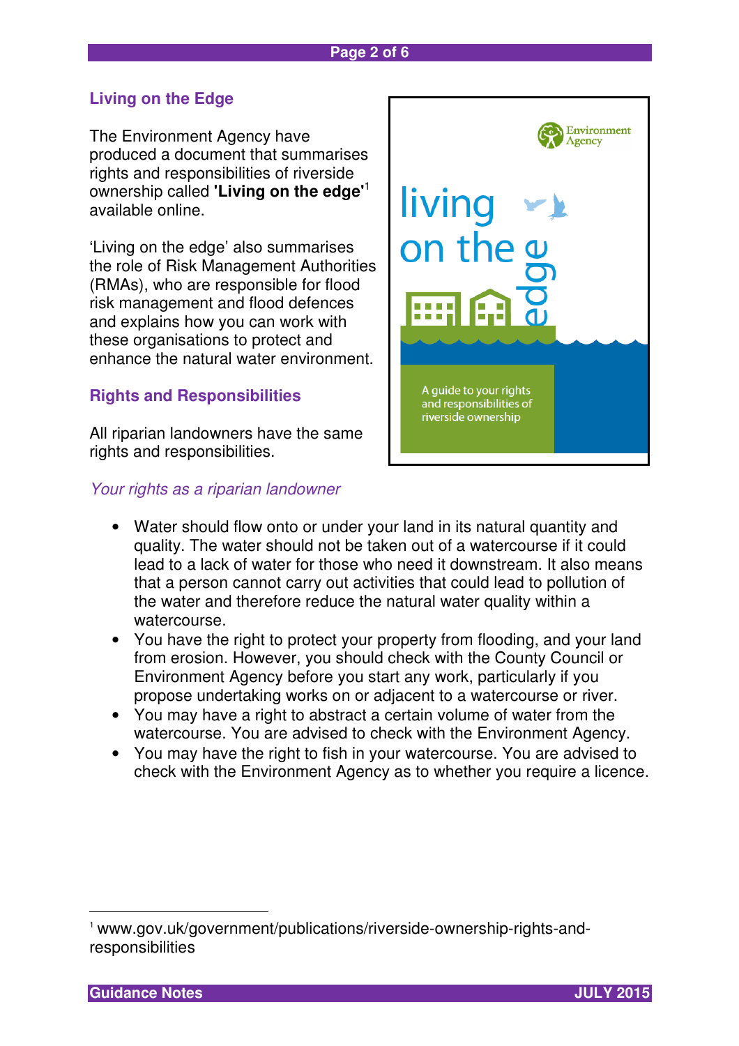## Living on the Edge

The Environment Agency have produced a document that summarises rights and responsibilities of riverside ownership called **'Living on the edge'**[1] available online.

'Living on the edge' also summarises the role of Risk Management Authorities (RMAs), who are responsible for flood risk management and flood defences and explains how you can work with these organisations to protect and enhance the natural water environment.

## Rights and Responsibilities

All riparian landowners have the same rights and responsibilities.

*Your rights as a riparian landowner*

- Water should flow onto or under your land in its natural quantity and quality. The water should not be taken out of a watercourse if it could lead to a lack of water for those who need it downstream. It also means that a person cannot carry out activities that could lead to pollution of the water and therefore reduce the natural water quality within a watercourse.
- You have the right to protect your property from flooding, and your land from erosion. However, you should check with the County Council or Environment Agency before you start any work, particularly if you propose undertaking works on or adjacent to a watercourse or river.
- You may have a right to abstract a certain volume of water from the watercourse. You are advised to check with the Environment Agency.
- You may have the right to fish in your watercourse. You are advised to check with the Environment Agency as to whether you require a licence.

---

[1] www.gov.uk/government/publications/riverside-ownership-rights-and-responsibilities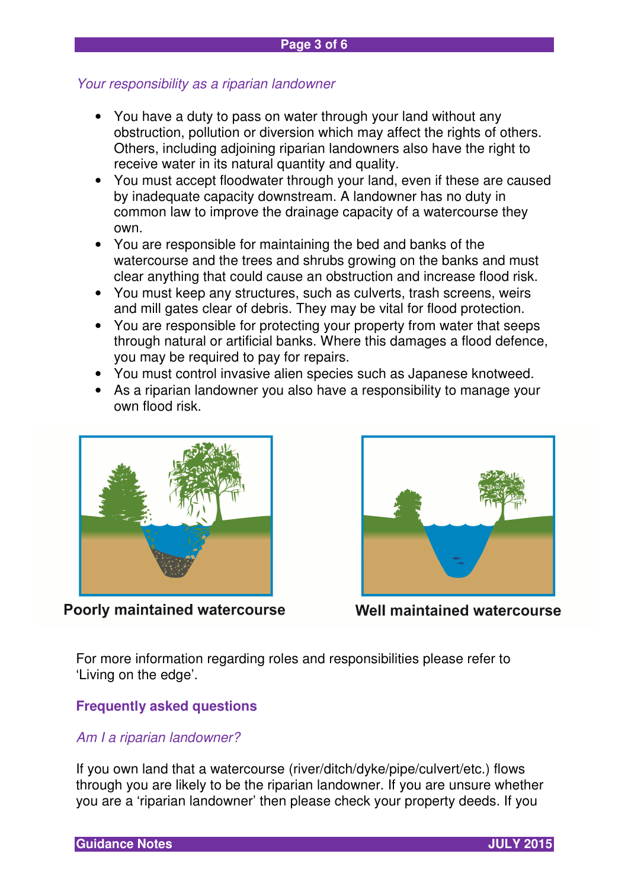*Your responsibility as a riparian landowner*

- You have a duty to pass on water through your land without any obstruction, pollution or diversion which may affect the rights of others. Others, including adjoining riparian landowners also have the right to receive water in its natural quantity and quality.
- You must accept floodwater through your land, even if these are caused by inadequate capacity downstream. A landowner has no duty in common law to improve the drainage capacity of a watercourse they own.
- You are responsible for maintaining the bed and banks of the watercourse and the trees and shrubs growing on the banks and must clear anything that could cause an obstruction and increase flood risk.
- You must keep any structures, such as culverts, trash screens, weirs and mill gates clear of debris. They may be vital for flood protection.
- You are responsible for protecting your property from water that seeps through natural or artificial banks. Where this damages a flood defence, you may be required to pay for repairs.
- You must control invasive alien species such as Japanese knotweed.
- As a riparian landowner you also have a responsibility to manage your own flood risk.

**Poorly maintained watercourse**

**Well maintained watercourse**

For more information regarding roles and responsibilities please refer to ‘Living on the edge’.

## Frequently asked questions

*Am I a riparian landowner?*

If you own land that a watercourse (river/ditch/dyke/pipe/culvert/etc.) flows through you are likely to be the riparian landowner. If you are unsure whether you are a ‘riparian landowner’ then please check your property deeds. If you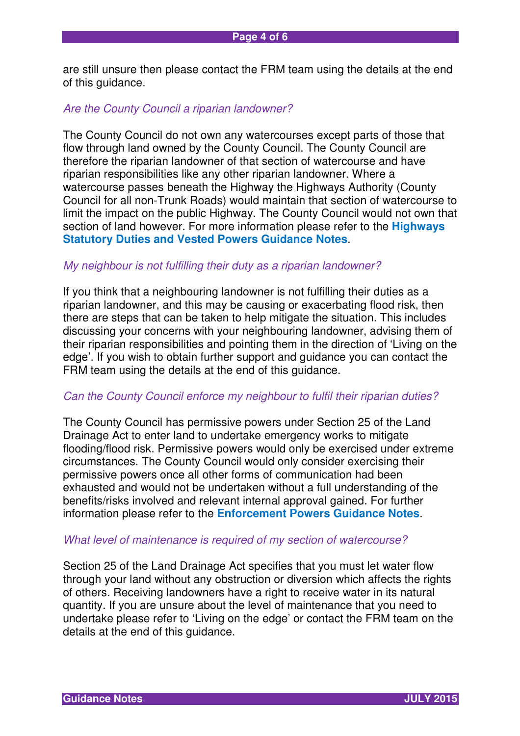are still unsure then please contact the FRM team using the details at the end of this guidance.

### *Are the County Council a riparian landowner?*

The County Council do not own any watercourses except parts of those that flow through land owned by the County Council. The County Council are therefore the riparian landowner of that section of watercourse and have riparian responsibilities like any other riparian landowner. Where a watercourse passes beneath the Highway the Highways Authority (County Council for all non-Trunk Roads) would maintain that section of watercourse to limit the impact on the public Highway. The County Council would not own that section of land however. For more information please refer to the **Highways Statutory Duties and Vested Powers Guidance Notes**.

### *My neighbour is not fulfilling their duty as a riparian landowner?*

If you think that a neighbouring landowner is not fulfilling their duties as a riparian landowner, and this may be causing or exacerbating flood risk, then there are steps that can be taken to help mitigate the situation. This includes discussing your concerns with your neighbouring landowner, advising them of their riparian responsibilities and pointing them in the direction of 'Living on the edge'. If you wish to obtain further support and guidance you can contact the FRM team using the details at the end of this guidance.

### *Can the County Council enforce my neighbour to fulfil their riparian duties?*

The County Council has permissive powers under Section 25 of the Land Drainage Act to enter land to undertake emergency works to mitigate flooding/flood risk. Permissive powers would only be exercised under extreme circumstances. The County Council would only consider exercising their permissive powers once all other forms of communication had been exhausted and would not be undertaken without a full understanding of the benefits/risks involved and relevant internal approval gained. For further information please refer to the **Enforcement Powers Guidance Notes**.

### *What level of maintenance is required of my section of watercourse?*

Section 25 of the Land Drainage Act specifies that you must let water flow through your land without any obstruction or diversion which affects the rights of others. Receiving landowners have a right to receive water in its natural quantity. If you are unsure about the level of maintenance that you need to undertake please refer to 'Living on the edge' or contact the FRM team on the details at the end of this guidance.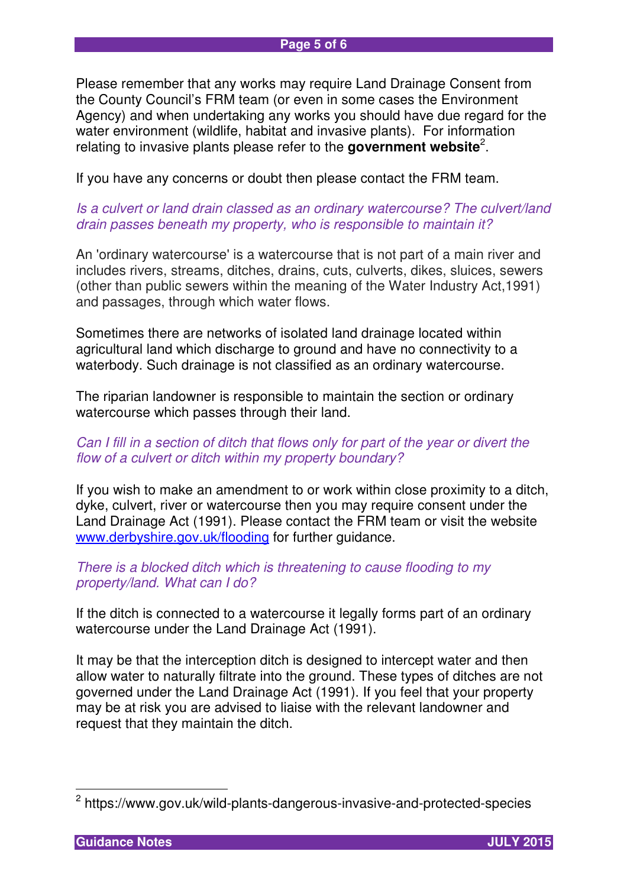Please remember that any works may require Land Drainage Consent from the County Council's FRM team (or even in some cases the Environment Agency) and when undertaking any works you should have due regard for the water environment (wildlife, habitat and invasive plants). For information relating to invasive plants please refer to the **government website**[2].

If you have any concerns or doubt then please contact the FRM team.

*Is a culvert or land drain classed as an ordinary watercourse? The culvert/land drain passes beneath my property, who is responsible to maintain it?*

An 'ordinary watercourse' is a watercourse that is not part of a main river and includes rivers, streams, ditches, drains, cuts, culverts, dikes, sluices, sewers (other than public sewers within the meaning of the Water Industry Act,1991) and passages, through which water flows.

Sometimes there are networks of isolated land drainage located within agricultural land which discharge to ground and have no connectivity to a waterbody. Such drainage is not classified as an ordinary watercourse.

The riparian landowner is responsible to maintain the section or ordinary watercourse which passes through their land.

*Can I fill in a section of ditch that flows only for part of the year or divert the flow of a culvert or ditch within my property boundary?*

If you wish to make an amendment to or work within close proximity to a ditch, dyke, culvert, river or watercourse then you may require consent under the Land Drainage Act (1991). Please contact the FRM team or visit the website www.derbyshire.gov.uk/flooding for further guidance.

*There is a blocked ditch which is threatening to cause flooding to my property/land. What can I do?*

If the ditch is connected to a watercourse it legally forms part of an ordinary watercourse under the Land Drainage Act (1991).

It may be that the interception ditch is designed to intercept water and then allow water to naturally filtrate into the ground. These types of ditches are not governed under the Land Drainage Act (1991). If you feel that your property may be at risk you are advised to liaise with the relevant landowner and request that they maintain the ditch.

---

[2] https://www.gov.uk/wild-plants-dangerous-invasive-and-protected-species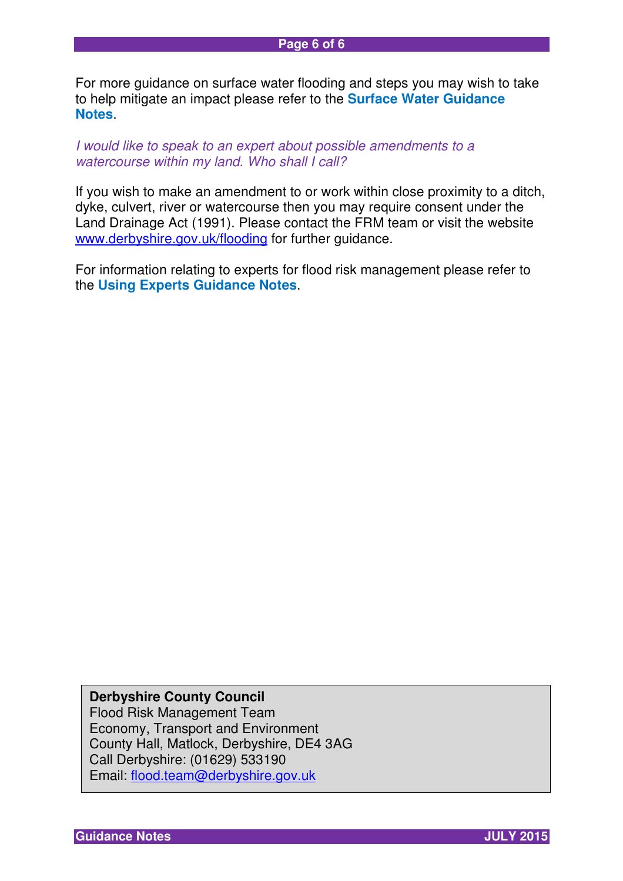For more guidance on surface water flooding and steps you may wish to take to help mitigate an impact please refer to the **Surface Water Guidance Notes**.

*I would like to speak to an expert about possible amendments to a watercourse within my land. Who shall I call?*

If you wish to make an amendment to or work within close proximity to a ditch, dyke, culvert, river or watercourse then you may require consent under the Land Drainage Act (1991). Please contact the FRM team or visit the website www.derbyshire.gov.uk/flooding for further guidance.

For information relating to experts for flood risk management please refer to the **Using Experts Guidance Notes**.

**Derbyshire County Council**
Flood Risk Management Team
Economy, Transport and Environment
County Hall, Matlock, Derbyshire, DE4 3AG
Call Derbyshire: (01629) 533190
Email: flood.team@derbyshire.gov.uk